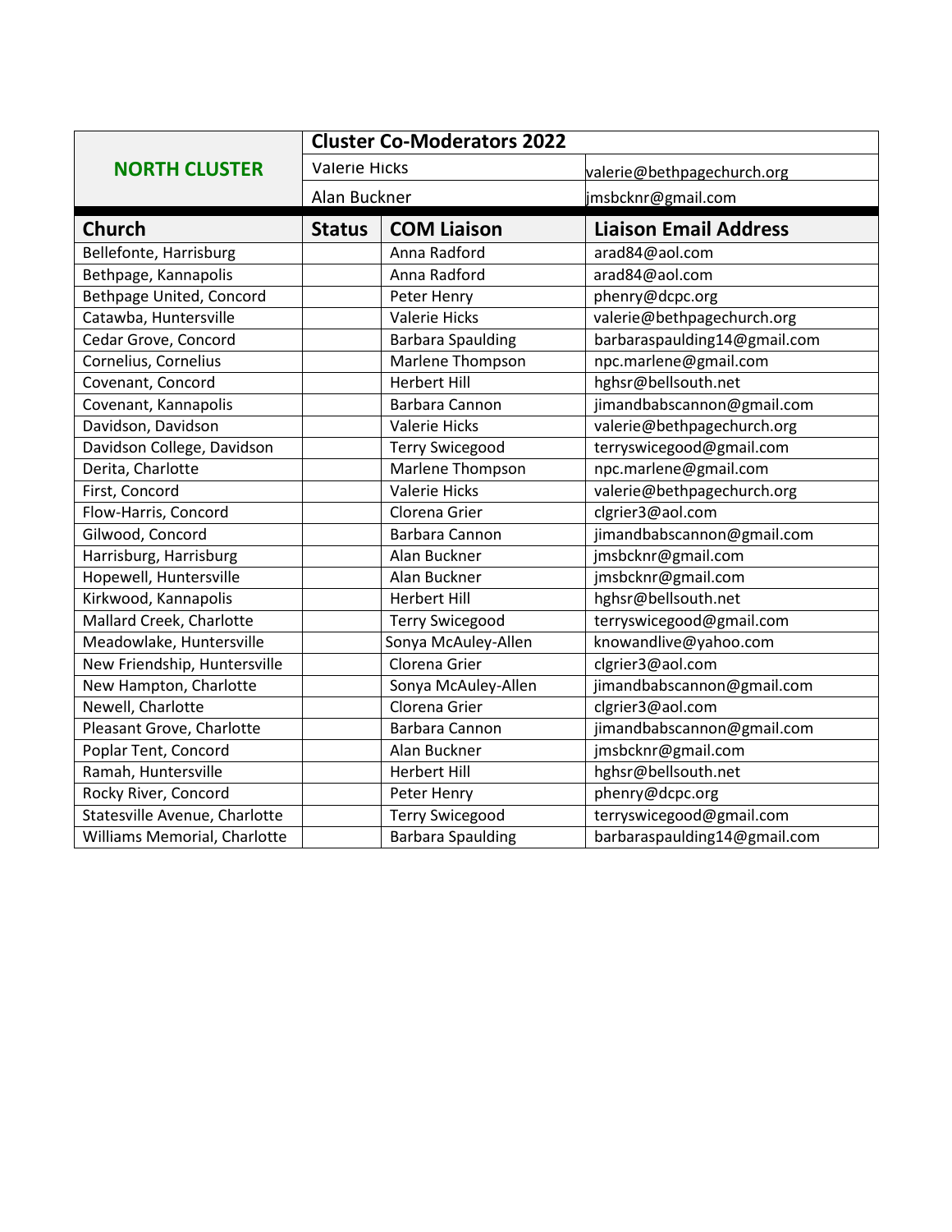| NORTH CLUSTER | Cluster Co-Moderators 2022 | | |
|---|---|---|---|
| | Valerie Hicks | | valerie@bethpagechurch.org |
| | Alan Buckner | | jmsbcknr@gmail.com |

| Church | Status | COM Liaison | Liaison Email Address |
|---|---|---|---|
| Bellefonte, Harrisburg | | Anna Radford | arad84@aol.com |
| Bethpage, Kannapolis | | Anna Radford | arad84@aol.com |
| Bethpage United, Concord | | Peter Henry | phenry@dcpc.org |
| Catawba, Huntersville | | Valerie Hicks | valerie@bethpagechurch.org |
| Cedar Grove, Concord | | Barbara Spaulding | barbaraspaulding14@gmail.com |
| Cornelius, Cornelius | | Marlene Thompson | npc.marlene@gmail.com |
| Covenant, Concord | | Herbert Hill | hghsr@bellsouth.net |
| Covenant, Kannapolis | | Barbara Cannon | jimandbabscannon@gmail.com |
| Davidson, Davidson | | Valerie Hicks | valerie@bethpagechurch.org |
| Davidson College, Davidson | | Terry Swicegood | terryswicegood@gmail.com |
| Derita, Charlotte | | Marlene Thompson | npc.marlene@gmail.com |
| First, Concord | | Valerie Hicks | valerie@bethpagechurch.org |
| Flow-Harris, Concord | | Clorena Grier | clgrier3@aol.com |
| Gilwood, Concord | | Barbara Cannon | jimandbabscannon@gmail.com |
| Harrisburg, Harrisburg | | Alan Buckner | jmsbcknr@gmail.com |
| Hopewell, Huntersville | | Alan Buckner | jmsbcknr@gmail.com |
| Kirkwood, Kannapolis | | Herbert Hill | hghsr@bellsouth.net |
| Mallard Creek, Charlotte | | Terry Swicegood | terryswicegood@gmail.com |
| Meadowlake, Huntersville | | Sonya McAuley-Allen | knowandlive@yahoo.com |
| New Friendship, Huntersville | | Clorena Grier | clgrier3@aol.com |
| New Hampton, Charlotte | | Sonya McAuley-Allen | jimandbabscannon@gmail.com |
| Newell, Charlotte | | Clorena Grier | clgrier3@aol.com |
| Pleasant Grove, Charlotte | | Barbara Cannon | jimandbabscannon@gmail.com |
| Poplar Tent, Concord | | Alan Buckner | jmsbcknr@gmail.com |
| Ramah, Huntersville | | Herbert Hill | hghsr@bellsouth.net |
| Rocky River, Concord | | Peter Henry | phenry@dcpc.org |
| Statesville Avenue, Charlotte | | Terry Swicegood | terryswicegood@gmail.com |
| Williams Memorial, Charlotte | | Barbara Spaulding | barbaraspaulding14@gmail.com |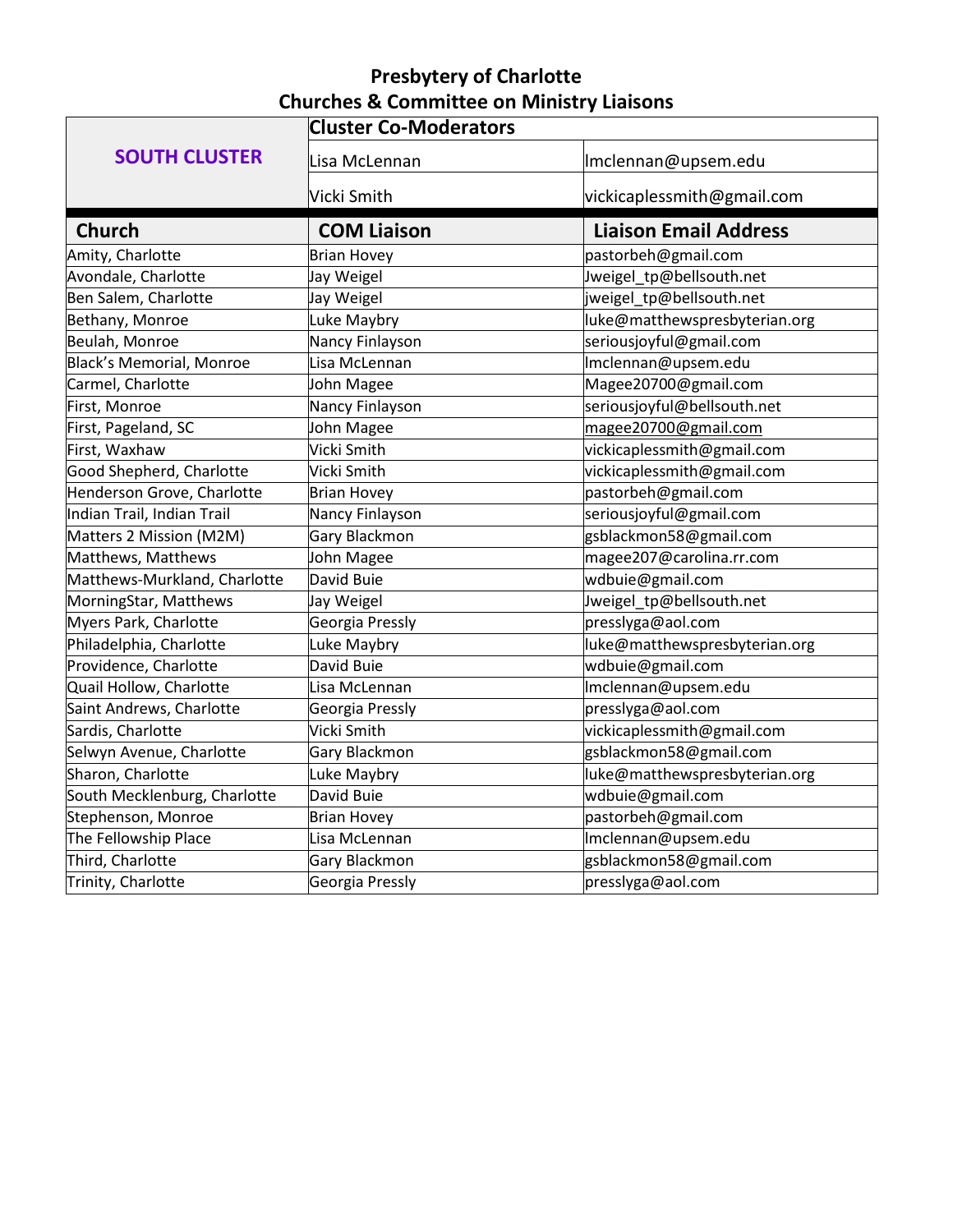# Presbytery of Charlotte
## Churches & Committee on Ministry Liaisons

| SOUTH CLUSTER | Cluster Co-Moderators | |
|---|---|---|
| | Lisa McLennan | lmclennan@upsem.edu |
| | Vicki Smith | vickicaplessmith@gmail.com |

| Church | COM Liaison | Liaison Email Address |
|---|---|---|
| Amity, Charlotte | Brian Hovey | pastorbeh@gmail.com |
| Avondale, Charlotte | Jay Weigel | Jweigel_tp@bellsouth.net |
| Ben Salem, Charlotte | Jay Weigel | jweigel_tp@bellsouth.net |
| Bethany, Monroe | Luke Maybry | luke@matthewspresbyterian.org |
| Beulah, Monroe | Nancy Finlayson | seriousjoyful@gmail.com |
| Black's Memorial, Monroe | Lisa McLennan | lmclennan@upsem.edu |
| Carmel, Charlotte | John Magee | Magee20700@gmail.com |
| First, Monroe | Nancy Finlayson | seriousjoyful@bellsouth.net |
| First, Pageland, SC | John Magee | magee20700@gmail.com |
| First, Waxhaw | Vicki Smith | vickicaplessmith@gmail.com |
| Good Shepherd, Charlotte | Vicki Smith | vickicaplessmith@gmail.com |
| Henderson Grove, Charlotte | Brian Hovey | pastorbeh@gmail.com |
| Indian Trail, Indian Trail | Nancy Finlayson | seriousjoyful@gmail.com |
| Matters 2 Mission (M2M) | Gary Blackmon | gsblackmon58@gmail.com |
| Matthews, Matthews | John Magee | magee207@carolina.rr.com |
| Matthews-Murkland, Charlotte | David Buie | wdbuie@gmail.com |
| MorningStar, Matthews | Jay Weigel | Jweigel_tp@bellsouth.net |
| Myers Park, Charlotte | Georgia Pressly | presslyga@aol.com |
| Philadelphia, Charlotte | Luke Maybry | luke@matthewspresbyterian.org |
| Providence, Charlotte | David Buie | wdbuie@gmail.com |
| Quail Hollow, Charlotte | Lisa McLennan | lmclennan@upsem.edu |
| Saint Andrews, Charlotte | Georgia Pressly | presslyga@aol.com |
| Sardis, Charlotte | Vicki Smith | vickicaplessmith@gmail.com |
| Selwyn Avenue, Charlotte | Gary Blackmon | gsblackmon58@gmail.com |
| Sharon, Charlotte | Luke Maybry | luke@matthewspresbyterian.org |
| South Mecklenburg, Charlotte | David Buie | wdbuie@gmail.com |
| Stephenson, Monroe | Brian Hovey | pastorbeh@gmail.com |
| The Fellowship Place | Lisa McLennan | lmclennan@upsem.edu |
| Third, Charlotte | Gary Blackmon | gsblackmon58@gmail.com |
| Trinity, Charlotte | Georgia Pressly | presslyga@aol.com |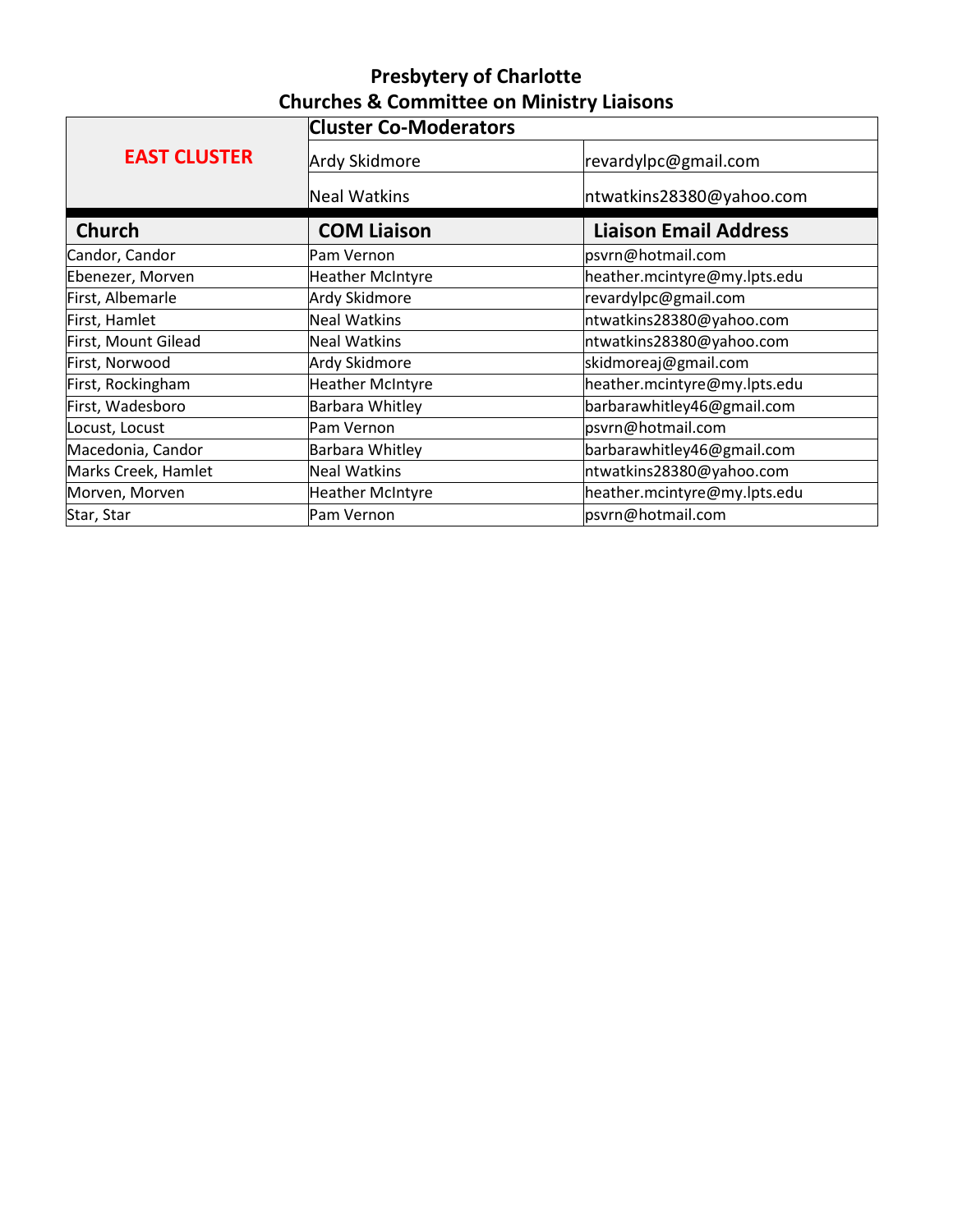# Presbytery of Charlotte
## Churches & Committee on Ministry Liaisons

| EAST CLUSTER | Cluster Co-Moderators | |
|---|---|---|
| | Ardy Skidmore | revardylpc@gmail.com |
| | Neal Watkins | ntwatkins28380@yahoo.com |

| Church | COM Liaison | Liaison Email Address |
|---|---|---|
| Candor, Candor | Pam Vernon | psvrn@hotmail.com |
| Ebenezer, Morven | Heather McIntyre | heather.mcintyre@my.lpts.edu |
| First, Albemarle | Ardy Skidmore | revardylpc@gmail.com |
| First, Hamlet | Neal Watkins | ntwatkins28380@yahoo.com |
| First, Mount Gilead | Neal Watkins | ntwatkins28380@yahoo.com |
| First, Norwood | Ardy Skidmore | skidmoreaj@gmail.com |
| First, Rockingham | Heather McIntyre | heather.mcintyre@my.lpts.edu |
| First, Wadesboro | Barbara Whitley | barbarawhitley46@gmail.com |
| Locust, Locust | Pam Vernon | psvrn@hotmail.com |
| Macedonia, Candor | Barbara Whitley | barbarawhitley46@gmail.com |
| Marks Creek, Hamlet | Neal Watkins | ntwatkins28380@yahoo.com |
| Morven, Morven | Heather McIntyre | heather.mcintyre@my.lpts.edu |
| Star, Star | Pam Vernon | psvrn@hotmail.com |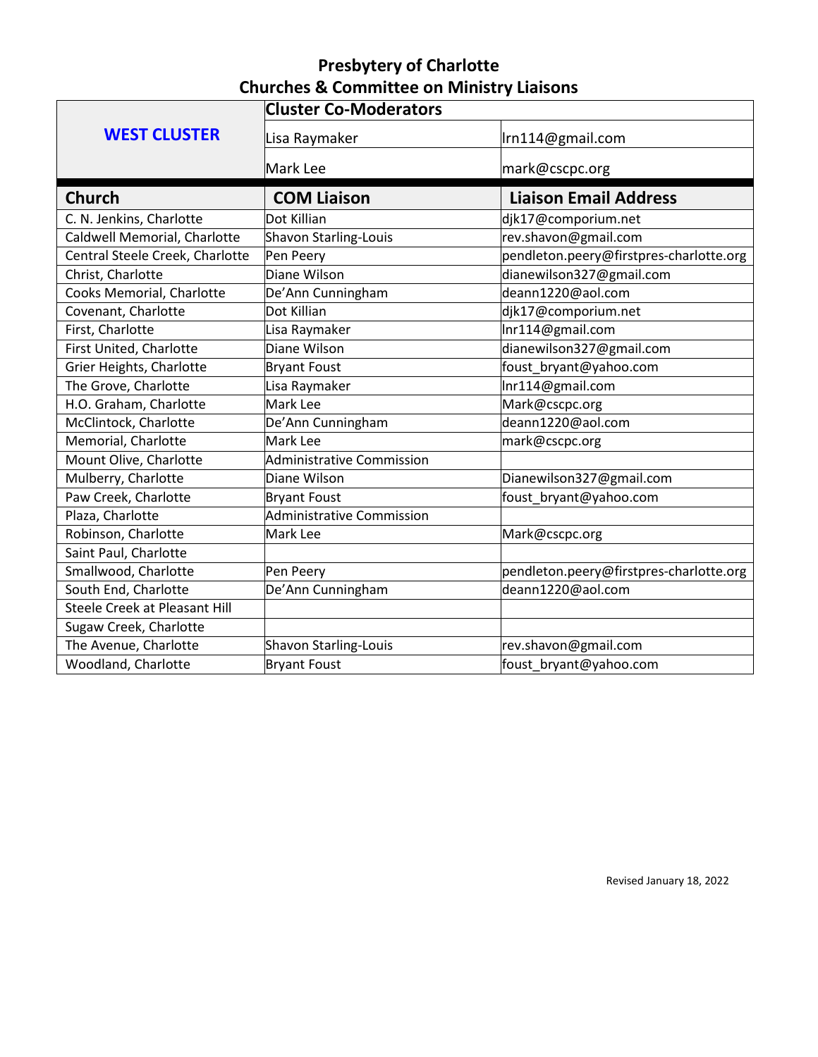# Presbytery of Charlotte
## Churches & Committee on Ministry Liaisons

| WEST CLUSTER | Cluster Co-Moderators | |
|---|---|---|
| | Lisa Raymaker | lrn114@gmail.com |
| | Mark Lee | mark@cscpc.org |

| Church | COM Liaison | Liaison Email Address |
|---|---|---|
| C. N. Jenkins, Charlotte | Dot Killian | djk17@comporium.net |
| Caldwell Memorial, Charlotte | Shavon Starling-Louis | rev.shavon@gmail.com |
| Central Steele Creek, Charlotte | Pen Peery | pendleton.peery@firstpres-charlotte.org |
| Christ, Charlotte | Diane Wilson | dianewilson327@gmail.com |
| Cooks Memorial, Charlotte | De'Ann Cunningham | deann1220@aol.com |
| Covenant, Charlotte | Dot Killian | djk17@comporium.net |
| First, Charlotte | Lisa Raymaker | lnr114@gmail.com |
| First United, Charlotte | Diane Wilson | dianewilson327@gmail.com |
| Grier Heights, Charlotte | Bryant Foust | foust_bryant@yahoo.com |
| The Grove, Charlotte | Lisa Raymaker | lnr114@gmail.com |
| H.O. Graham, Charlotte | Mark Lee | Mark@cscpc.org |
| McClintock, Charlotte | De'Ann Cunningham | deann1220@aol.com |
| Memorial, Charlotte | Mark Lee | mark@cscpc.org |
| Mount Olive, Charlotte | Administrative Commission | |
| Mulberry, Charlotte | Diane Wilson | Dianewilson327@gmail.com |
| Paw Creek, Charlotte | Bryant Foust | foust_bryant@yahoo.com |
| Plaza, Charlotte | Administrative Commission | |
| Robinson, Charlotte | Mark Lee | Mark@cscpc.org |
| Saint Paul, Charlotte | | |
| Smallwood, Charlotte | Pen Peery | pendleton.peery@firstpres-charlotte.org |
| South End, Charlotte | De'Ann Cunningham | deann1220@aol.com |
| Steele Creek at Pleasant Hill | | |
| Sugaw Creek, Charlotte | | |
| The Avenue, Charlotte | Shavon Starling-Louis | rev.shavon@gmail.com |
| Woodland, Charlotte | Bryant Foust | foust_bryant@yahoo.com |

Revised January 18, 2022